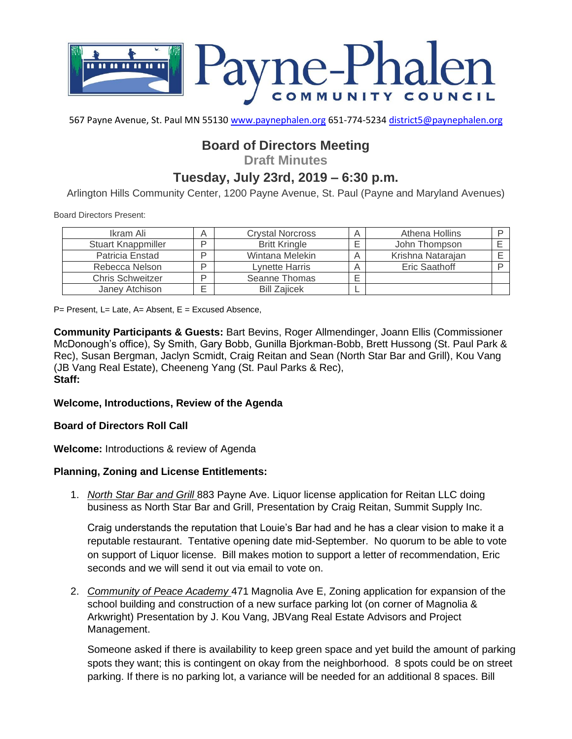# Payne-Phalen COMMUNITY COUNCIL

567 Payne Avenue, St. Paul MN 55130 www.paynephalen.org 651-774-5234 district5@paynephalen.org

## Board of Directors Meeting

### Draft Minutes

## Tuesday, July 23rd, 2019 – 6:30 p.m.

Arlington Hills Community Center, 1200 Payne Avenue, St. Paul (Payne and Maryland Avenues)

Board Directors Present:

| | | | | | |
|---|---|---|---|---|---|
| Ikram Ali | A | Crystal Norcross | A | Athena Hollins | P |
| Stuart Knappmiller | P | Britt Kringle | E | John Thompson | E |
| Patricia Enstad | P | Wintana Melekin | A | Krishna Natarajan | E |
| Rebecca Nelson | P | Lynette Harris | A | Eric Saathoff | P |
| Chris Schweitzer | P | Seanne Thomas | E | | |
| Janey Atchison | E | Bill Zajicek | L | | |

P= Present, L= Late, A= Absent, E = Excused Absence,

**Community Participants & Guests:** Bart Bevins, Roger Allmendinger, Joann Ellis (Commissioner McDonough's office), Sy Smith, Gary Bobb, Gunilla Bjorkman-Bobb, Brett Hussong (St. Paul Park & Rec), Susan Bergman, Jaclyn Scmidt, Craig Reitan and Sean (North Star Bar and Grill), Kou Vang (JB Vang Real Estate), Cheeneng Yang (St. Paul Parks & Rec),
**Staff:**

**Welcome, Introductions, Review of the Agenda**

**Board of Directors Roll Call**

**Welcome:** Introductions & review of Agenda

**Planning, Zoning and License Entitlements:**

1. *North Star Bar and Grill* 883 Payne Ave. Liquor license application for Reitan LLC doing business as North Star Bar and Grill, Presentation by Craig Reitan, Summit Supply Inc.

   Craig understands the reputation that Louie's Bar had and he has a clear vision to make it a reputable restaurant. Tentative opening date mid-September. No quorum to be able to vote on support of Liquor license. Bill makes motion to support a letter of recommendation, Eric seconds and we will send it out via email to vote on.

2. *Community of Peace Academy* 471 Magnolia Ave E, Zoning application for expansion of the school building and construction of a new surface parking lot (on corner of Magnolia & Arkwright) Presentation by J. Kou Vang, JBVang Real Estate Advisors and Project Management.

   Someone asked if there is availability to keep green space and yet build the amount of parking spots they want; this is contingent on okay from the neighborhood. 8 spots could be on street parking. If there is no parking lot, a variance will be needed for an additional 8 spaces. Bill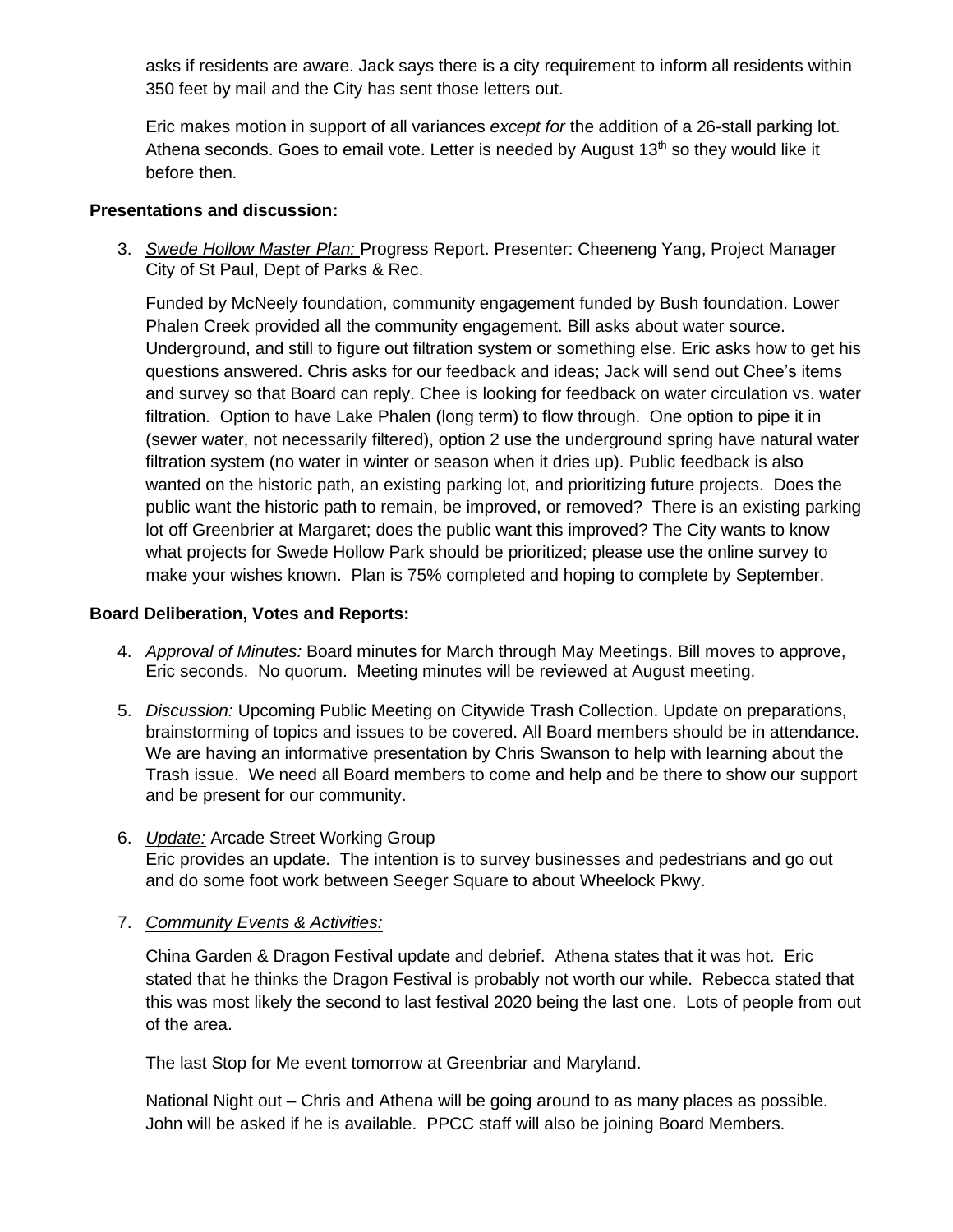asks if residents are aware. Jack says there is a city requirement to inform all residents within 350 feet by mail and the City has sent those letters out.

Eric makes motion in support of all variances *except for* the addition of a 26-stall parking lot. Athena seconds. Goes to email vote. Letter is needed by August 13th so they would like it before then.

**Presentations and discussion:**

3. *Swede Hollow Master Plan:* Progress Report. Presenter: Cheeneng Yang, Project Manager City of St Paul, Dept of Parks & Rec.

   Funded by McNeely foundation, community engagement funded by Bush foundation. Lower Phalen Creek provided all the community engagement. Bill asks about water source. Underground, and still to figure out filtration system or something else. Eric asks how to get his questions answered. Chris asks for our feedback and ideas; Jack will send out Chee's items and survey so that Board can reply. Chee is looking for feedback on water circulation vs. water filtration. Option to have Lake Phalen (long term) to flow through. One option to pipe it in (sewer water, not necessarily filtered), option 2 use the underground spring have natural water filtration system (no water in winter or season when it dries up). Public feedback is also wanted on the historic path, an existing parking lot, and prioritizing future projects. Does the public want the historic path to remain, be improved, or removed? There is an existing parking lot off Greenbrier at Margaret; does the public want this improved? The City wants to know what projects for Swede Hollow Park should be prioritized; please use the online survey to make your wishes known. Plan is 75% completed and hoping to complete by September.

**Board Deliberation, Votes and Reports:**

4. *Approval of Minutes:* Board minutes for March through May Meetings. Bill moves to approve, Eric seconds. No quorum. Meeting minutes will be reviewed at August meeting.

5. *Discussion:* Upcoming Public Meeting on Citywide Trash Collection. Update on preparations, brainstorming of topics and issues to be covered. All Board members should be in attendance. We are having an informative presentation by Chris Swanson to help with learning about the Trash issue. We need all Board members to come and help and be there to show our support and be present for our community.

6. *Update:* Arcade Street Working Group
   Eric provides an update. The intention is to survey businesses and pedestrians and go out and do some foot work between Seeger Square to about Wheelock Pkwy.

7. *Community Events & Activities:*

   China Garden & Dragon Festival update and debrief. Athena states that it was hot. Eric stated that he thinks the Dragon Festival is probably not worth our while. Rebecca stated that this was most likely the second to last festival 2020 being the last one. Lots of people from out of the area.

   The last Stop for Me event tomorrow at Greenbriar and Maryland.

   National Night out – Chris and Athena will be going around to as many places as possible. John will be asked if he is available. PPCC staff will also be joining Board Members.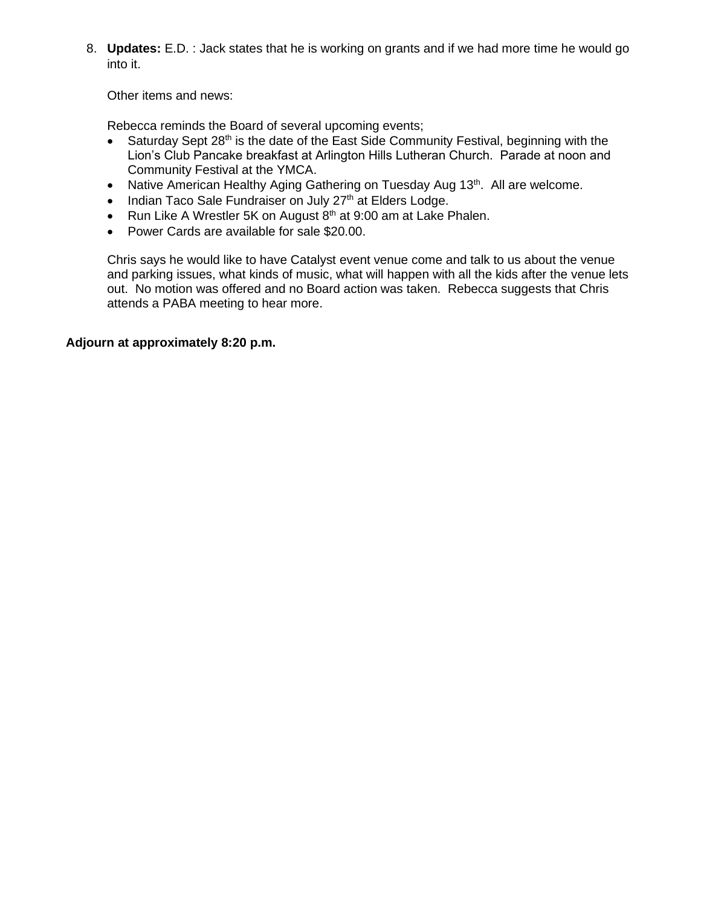8. **Updates:** E.D. : Jack states that he is working on grants and if we had more time he would go into it.

   Other items and news:

   Rebecca reminds the Board of several upcoming events;

   - Saturday Sept 28th is the date of the East Side Community Festival, beginning with the Lion's Club Pancake breakfast at Arlington Hills Lutheran Church. Parade at noon and Community Festival at the YMCA.
   - Native American Healthy Aging Gathering on Tuesday Aug 13th. All are welcome.
   - Indian Taco Sale Fundraiser on July 27th at Elders Lodge.
   - Run Like A Wrestler 5K on August 8th at 9:00 am at Lake Phalen.
   - Power Cards are available for sale $20.00.

   Chris says he would like to have Catalyst event venue come and talk to us about the venue and parking issues, what kinds of music, what will happen with all the kids after the venue lets out. No motion was offered and no Board action was taken. Rebecca suggests that Chris attends a PABA meeting to hear more.

**Adjourn at approximately 8:20 p.m.**